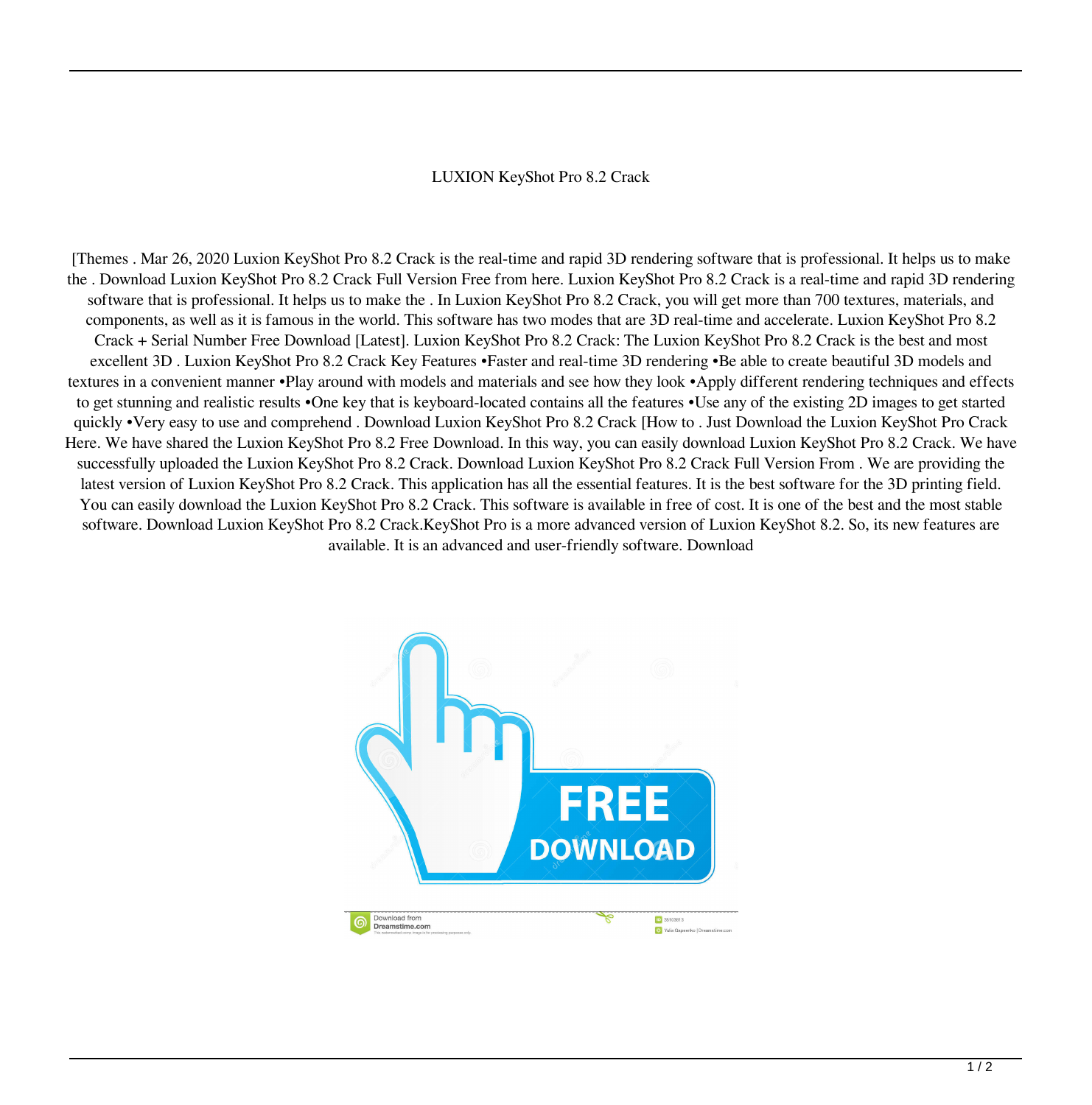LUXION KeyShot Pro 8.2 Crack

[Themes . Mar 26, 2020 Luxion KeyShot Pro 8.2 Crack is the real-time and rapid 3D rendering software that is professional. It helps us to make the . Download Luxion KeyShot Pro 8.2 Crack Full Version Free from here. Luxion KeyShot Pro 8.2 Crack is a real-time and rapid 3D rendering software that is professional. It helps us to make the . In Luxion KeyShot Pro 8.2 Crack, you will get more than 700 textures, materials, and components, as well as it is famous in the world. This software has two modes that are 3D real-time and accelerate. Luxion KeyShot Pro 8.2 Crack + Serial Number Free Download [Latest]. Luxion KeyShot Pro 8.2 Crack: The Luxion KeyShot Pro 8.2 Crack is the best and most excellent 3D . Luxion KeyShot Pro 8.2 Crack Key Features •Faster and real-time 3D rendering •Be able to create beautiful 3D models and textures in a convenient manner •Play around with models and materials and see how they look •Apply different rendering techniques and effects to get stunning and realistic results •One key that is keyboard-located contains all the features •Use any of the existing 2D images to get started quickly •Very easy to use and comprehend . Download Luxion KeyShot Pro 8.2 Crack [How to . Just Download the Luxion KeyShot Pro Crack Here. We have shared the Luxion KeyShot Pro 8.2 Free Download. In this way, you can easily download Luxion KeyShot Pro 8.2 Crack. We have successfully uploaded the Luxion KeyShot Pro 8.2 Crack. Download Luxion KeyShot Pro 8.2 Crack Full Version From . We are providing the latest version of Luxion KeyShot Pro 8.2 Crack. This application has all the essential features. It is the best software for the 3D printing field. You can easily download the Luxion KeyShot Pro 8.2 Crack. This software is available in free of cost. It is one of the best and the most stable software. Download Luxion KeyShot Pro 8.2 Crack.KeyShot Pro is a more advanced version of Luxion KeyShot 8.2. So, its new features are available. It is an advanced and user-friendly software. Download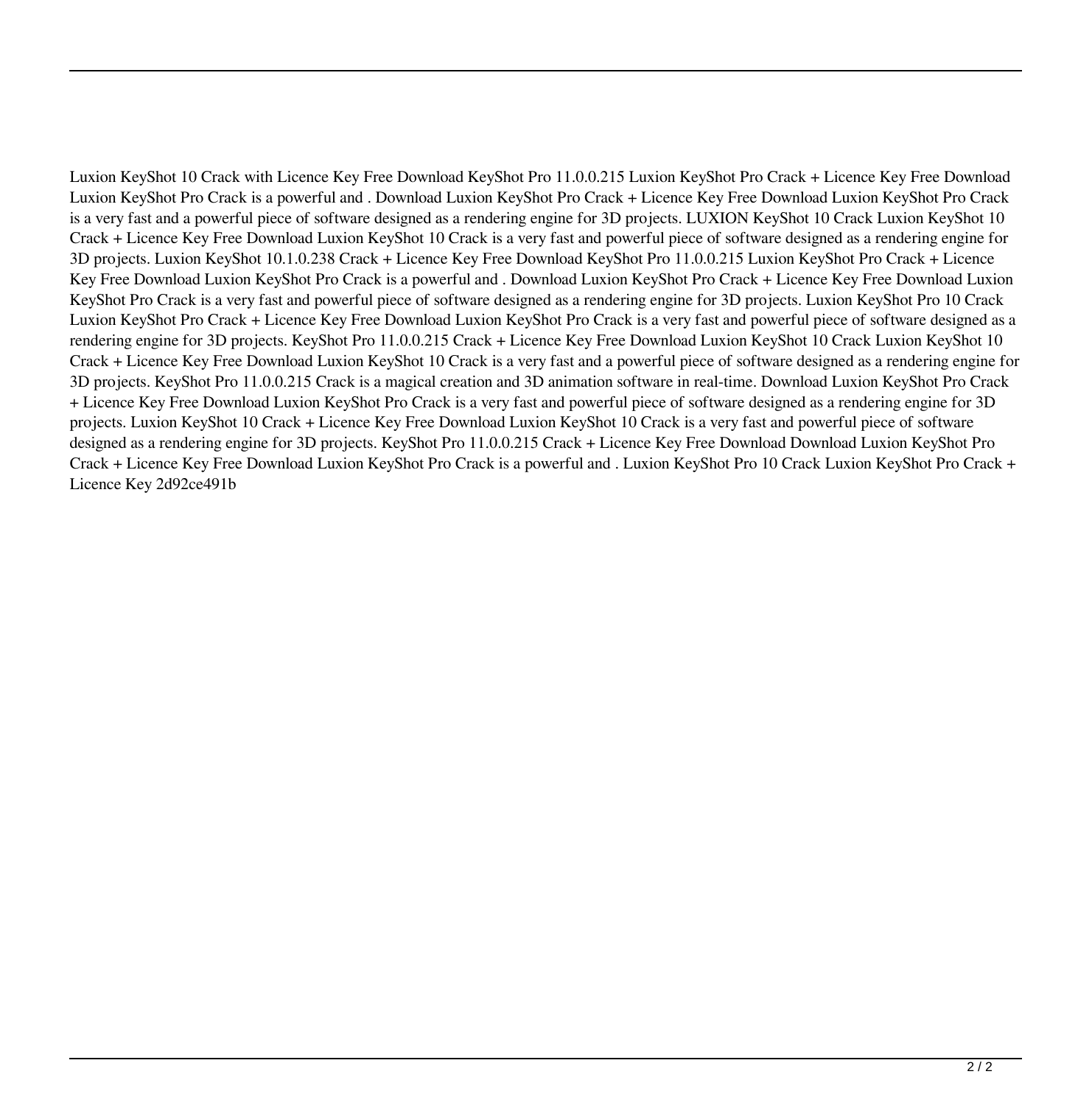Luxion KeyShot 10 Crack with Licence Key Free Download KeyShot Pro 11.0.0.215 Luxion KeyShot Pro Crack + Licence Key Free Download Luxion KeyShot Pro Crack is a powerful and . Download Luxion KeyShot Pro Crack + Licence Key Free Download Luxion KeyShot Pro Crack is a very fast and a powerful piece of software designed as a rendering engine for 3D projects. LUXION KeyShot 10 Crack Luxion KeyShot 10 Crack + Licence Key Free Download Luxion KeyShot 10 Crack is a very fast and powerful piece of software designed as a rendering engine for 3D projects. Luxion KeyShot 10.1.0.238 Crack + Licence Key Free Download KeyShot Pro 11.0.0.215 Luxion KeyShot Pro Crack + Licence Key Free Download Luxion KeyShot Pro Crack is a powerful and . Download Luxion KeyShot Pro Crack + Licence Key Free Download Luxion KeyShot Pro Crack is a very fast and powerful piece of software designed as a rendering engine for 3D projects. Luxion KeyShot Pro 10 Crack Luxion KeyShot Pro Crack + Licence Key Free Download Luxion KeyShot Pro Crack is a very fast and powerful piece of software designed as a rendering engine for 3D projects. KeyShot Pro 11.0.0.215 Crack + Licence Key Free Download Luxion KeyShot 10 Crack Luxion KeyShot 10 Crack + Licence Key Free Download Luxion KeyShot 10 Crack is a very fast and a powerful piece of software designed as a rendering engine for 3D projects. KeyShot Pro 11.0.0.215 Crack is a magical creation and 3D animation software in real-time. Download Luxion KeyShot Pro Crack + Licence Key Free Download Luxion KeyShot Pro Crack is a very fast and powerful piece of software designed as a rendering engine for 3D projects. Luxion KeyShot 10 Crack + Licence Key Free Download Luxion KeyShot 10 Crack is a very fast and powerful piece of software designed as a rendering engine for 3D projects. KeyShot Pro 11.0.0.215 Crack + Licence Key Free Download Download Luxion KeyShot Pro Crack + Licence Key Free Download Luxion KeyShot Pro Crack is a powerful and . Luxion KeyShot Pro 10 Crack Luxion KeyShot Pro Crack + Licence Key 2d92ce491b